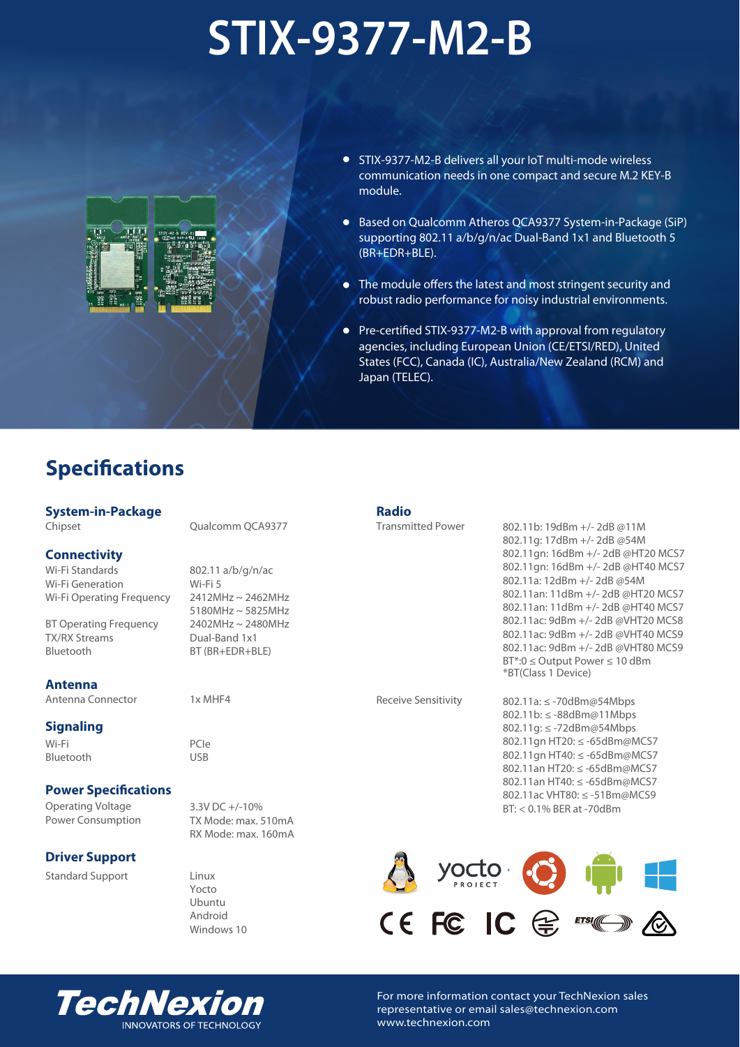# STIX-9377-M2-B

- STIX-9377-M2-B delivers all your IoT multi-mode wireless communication needs in one compact and secure M.2 KEY-B module.
- Based on Qualcomm Atheros QCA9377 System-in-Package (SiP) supporting 802.11 a/b/g/n/ac Dual-Band 1x1 and Bluetooth 5 (BR+EDR+BLE).
- The module offers the latest and most stringent security and robust radio performance for noisy industrial environments.
- Pre-certified STIX-9377-M2-B with approval from regulatory agencies, including European Union (CE/ETSI/RED), United States (FCC), Canada (IC), Australia/New Zealand (RCM) and Japan (TELEC).

## Specifications

### System-in-Package

| | |
|---|---|
| Chipset | Qualcomm QCA9377 |

### Connectivity

| | |
|---|---|
| Wi-Fi Standards | 802.11 a/b/g/n/ac |
| Wi-Fi Generation | Wi-Fi 5 |
| Wi-Fi Operating Frequency | 2412MHz ~ 2462MHz<br>5180MHz ~ 5825MHz |
| BT Operating Frequency | 2402MHz ~ 2480MHz |
| TX/RX Streams | Dual-Band 1x1 |
| Bluetooth | BT (BR+EDR+BLE) |

### Antenna

| | |
|---|---|
| Antenna Connector | 1x MHF4 |

### Signaling

| | |
|---|---|
| Wi-Fi | PCIe |
| Bluetooth | USB |

### Power Specifications

| | |
|---|---|
| Operating Voltage | 3.3V DC +/-10% |
| Power Consumption | TX Mode: max. 510mA<br>RX Mode: max. 160mA |

### Driver Support

| | |
|---|---|
| Standard Support | Linux<br>Yocto<br>Ubuntu<br>Android<br>Windows 10 |

### Radio

| | |
|---|---|
| Transmitted Power | 802.11b: 19dBm +/- 2dB @11M<br>802.11g: 17dBm +/- 2dB @54M<br>802.11gn: 16dBm +/- 2dB @HT20 MCS7<br>802.11gn: 16dBm +/- 2dB @HT40 MCS7<br>802.11a: 12dBm +/- 2dB @54M<br>802.11an: 11dBm +/- 2dB @HT20 MCS7<br>802.11an: 11dBm +/- 2dB @HT40 MCS7<br>802.11ac: 9dBm +/- 2dB @VHT20 MCS8<br>802.11ac: 9dBm +/- 2dB @VHT40 MCS9<br>802.11ac: 9dBm +/- 2dB @VHT80 MCS9<br>BT*:0 ≤ Output Power ≤ 10 dBm<br>*BT(Class 1 Device) |
| Receive Sensitivity | 802.11a: ≤ -70dBm@54Mbps<br>802.11b: ≤ -88dBm@11Mbps<br>802.11g: ≤ -72dBm@54Mbps<br>802.11gn HT20: ≤ -65dBm@MCS7<br>802.11gn HT40: ≤ -65dBm@MCS7<br>802.11an HT20: ≤ -65dBm@MCS7<br>802.11an HT40: ≤ -65dBm@MCS7<br>802.11ac VHT80: ≤ -51Bm@MCS9<br>BT: < 0.1% BER at -70dBm |

**TechNexion**
INNOVATORS OF TECHNOLOGY

For more information contact your TechNexion sales representative or email sales@technexion.com
www.technexion.com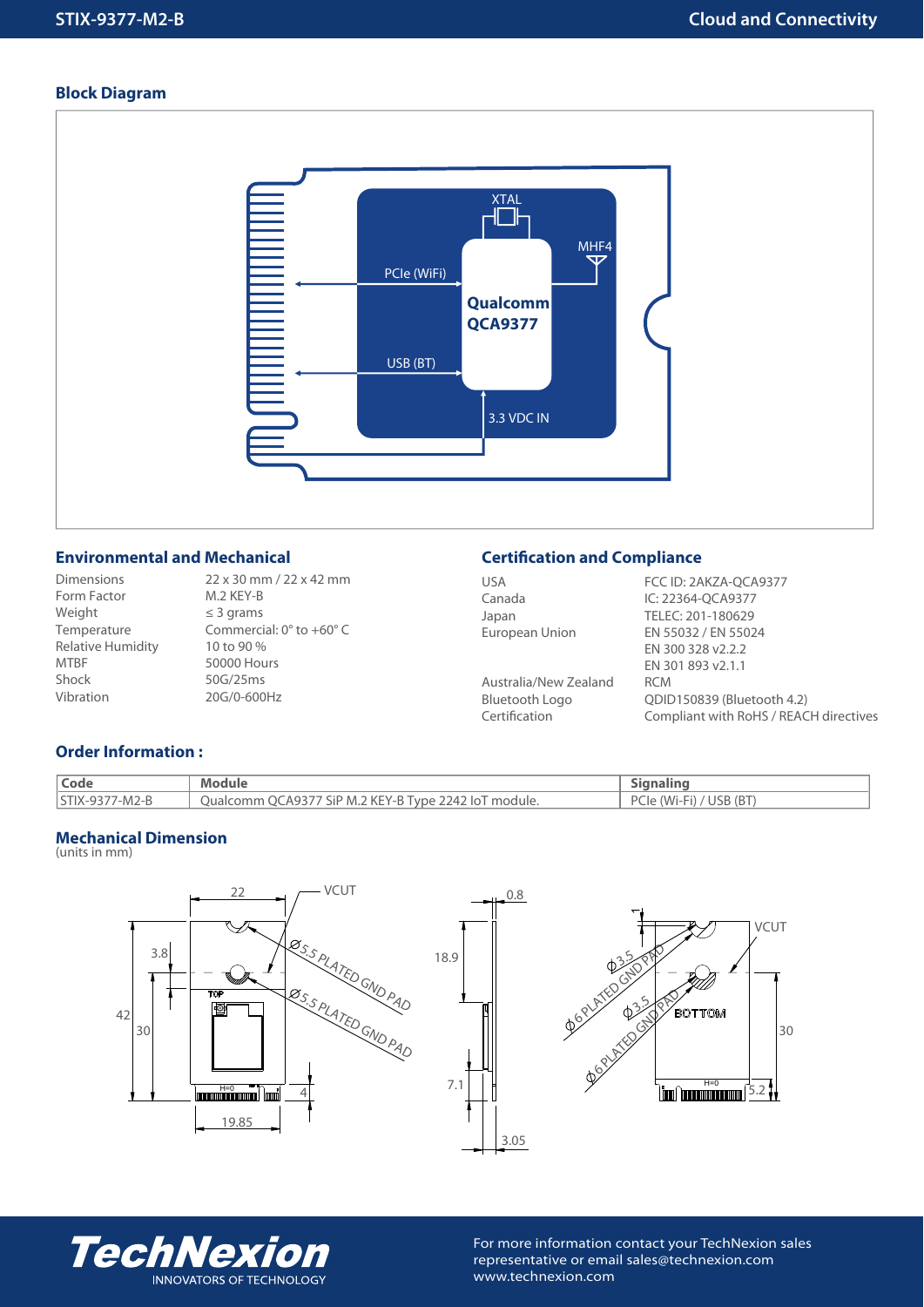## Block Diagram

## Environmental and Mechanical

| | |
|---|---|
| Dimensions | 22 x 30 mm / 22 x 42 mm |
| Form Factor | M.2 KEY-B |
| Weight | ≤ 3 grams |
| Temperature | Commercial: 0° to +60° C |
| Relative Humidity | 10 to 90 % |
| MTBF | 50000 Hours |
| Shock | 50G/25ms |
| Vibration | 20G/0-600Hz |

## Certification and Compliance

| | |
|---|---|
| USA | FCC ID: 2AKZA-QCA9377 |
| Canada | IC: 22364-QCA9377 |
| Japan | TELEC: 201-180629 |
| European Union | EN 55032 / EN 55024<br>EN 300 328 v2.2.2<br>EN 301 893 v2.1.1 |
| Australia/New Zealand | RCM |
| Bluetooth Logo | QDID150839 (Bluetooth 4.2) |
| Certification | Compliant with RoHS / REACH directives |

## Order Information :

| Code | Module | Signaling |
|---|---|---|
| STIX-9377-M2-B | Qualcomm QCA9377 SiP M.2 KEY-B Type 2242 IoT module. | PCIe (Wi-Fi) / USB (BT) |

## Mechanical Dimension

(units in mm)

For more information contact your TechNexion sales representative or email sales@technexion.com
www.technexion.com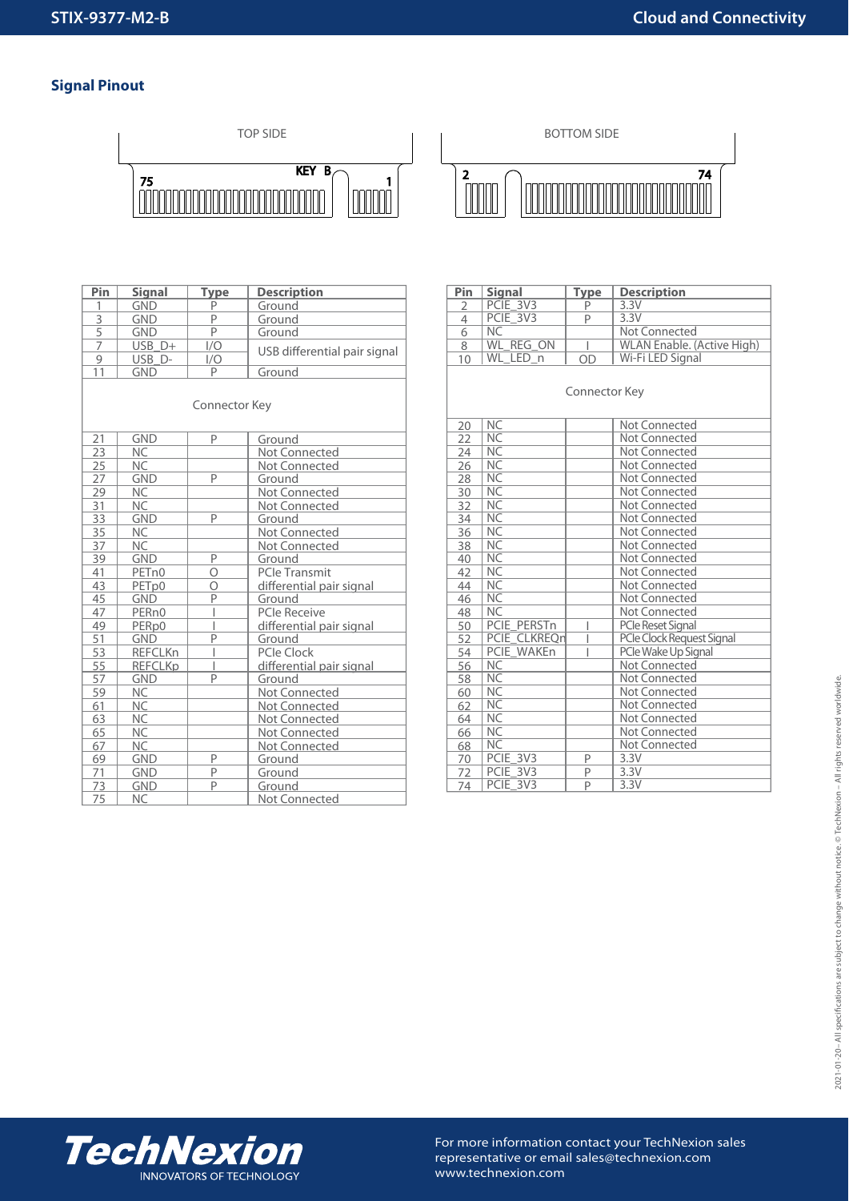## Signal Pinout

TOP SIDE

KEY B

75

1

BOTTOM SIDE

2

74

| Pin | Signal | Type | Description |
|---|---|---|---|
| 1 | GND | P | Ground |
| 3 | GND | P | Ground |
| 5 | GND | P | Ground |
| 7 | USB_D+ | I/O | USB differential pair signal |
| 9 | USB_D- | I/O | |
| 11 | GND | P | Ground |
| Connector Key | | | |
| 21 | GND | P | Ground |
| 23 | NC | | Not Connected |
| 25 | NC | | Not Connected |
| 27 | GND | P | Ground |
| 29 | NC | | Not Connected |
| 31 | NC | | Not Connected |
| 33 | GND | P | Ground |
| 35 | NC | | Not Connected |
| 37 | NC | | Not Connected |
| 39 | GND | P | Ground |
| 41 | PETn0 | O | PCIe Transmit |
| 43 | PETp0 | O | differential pair signal |
| 45 | GND | P | Ground |
| 47 | PERn0 | I | PCIe Receive |
| 49 | PERp0 | I | differential pair signal |
| 51 | GND | P | Ground |
| 53 | REFCLKn | I | PCIe Clock |
| 55 | REFCLKp | I | differential pair signal |
| 57 | GND | P | Ground |
| 59 | NC | | Not Connected |
| 61 | NC | | Not Connected |
| 63 | NC | | Not Connected |
| 65 | NC | | Not Connected |
| 67 | NC | | Not Connected |
| 69 | GND | P | Ground |
| 71 | GND | P | Ground |
| 73 | GND | P | Ground |
| 75 | NC | | Not Connected |

| Pin | Signal | Type | Description |
|---|---|---|---|
| 2 | PCIE_3V3 | P | 3.3V |
| 4 | PCIE_3V3 | P | 3.3V |
| 6 | NC | | Not Connected |
| 8 | WL_REG_ON | I | WLAN Enable. (Active High) |
| 10 | WL_LED_n | OD | Wi-Fi LED Signal |
| Connector Key | | | |
| 20 | NC | | Not Connected |
| 22 | NC | | Not Connected |
| 24 | NC | | Not Connected |
| 26 | NC | | Not Connected |
| 28 | NC | | Not Connected |
| 30 | NC | | Not Connected |
| 32 | NC | | Not Connected |
| 34 | NC | | Not Connected |
| 36 | NC | | Not Connected |
| 38 | NC | | Not Connected |
| 40 | NC | | Not Connected |
| 42 | NC | | Not Connected |
| 44 | NC | | Not Connected |
| 46 | NC | | Not Connected |
| 48 | NC | | Not Connected |
| 50 | PCIE_PERSTn | I | PCIe Reset Signal |
| 52 | PCIE_CLKREQn | I | PCIe Clock Request Signal |
| 54 | PCIE_WAKEn | I | PCIe Wake Up Signal |
| 56 | NC | | Not Connected |
| 58 | NC | | Not Connected |
| 60 | NC | | Not Connected |
| 62 | NC | | Not Connected |
| 64 | NC | | Not Connected |
| 66 | NC | | Not Connected |
| 68 | NC | | Not Connected |
| 70 | PCIE_3V3 | P | 3.3V |
| 72 | PCIE_3V3 | P | 3.3V |
| 74 | PCIE_3V3 | P | 3.3V |

2021-01-20 - All specifications are subject to change without notice. © TechNexion – All rights reserved worldwide.

TechNexion
INNOVATORS OF TECHNOLOGY

For more information contact your TechNexion sales representative or email sales@technexion.com
www.technexion.com